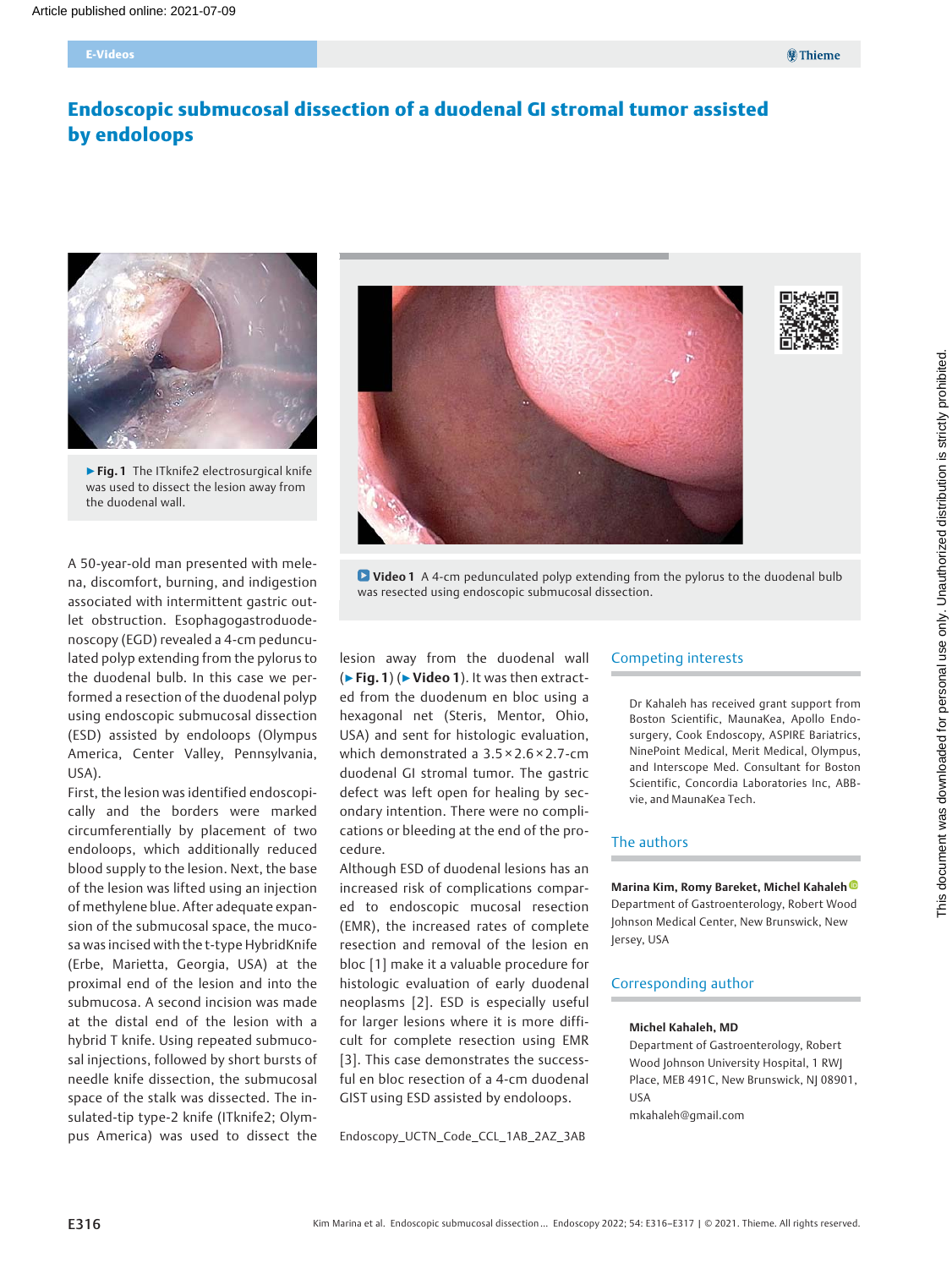E-Videos

# Endoscopic submucosal dissection of a duodenal GI stromal tumor assisted by endoloops

▶ **Fig. 1** The ITknife2 electrosurgical knife was used to dissect the lesion away from the duodenal wall.

**Video 1** A 4-cm pedunculated polyp extending from the pylorus to the duodenal bulb was resected using endoscopic submucosal dissection.

A 50-year-old man presented with melena, discomfort, burning, and indigestion associated with intermittent gastric outlet obstruction. Esophagogastroduodenoscopy (EGD) revealed a 4-cm pedunculated polyp extending from the pylorus to the duodenal bulb. In this case we performed a resection of the duodenal polyp using endoscopic submucosal dissection (ESD) assisted by endoloops (Olympus America, Center Valley, Pennsylvania, USA).

First, the lesion was identified endoscopically and the borders were marked circumferentially by placement of two endoloops, which additionally reduced blood supply to the lesion. Next, the base of the lesion was lifted using an injection of methylene blue. After adequate expansion of the submucosal space, the mucosa was incised with the t-type HybridKnife (Erbe, Marietta, Georgia, USA) at the proximal end of the lesion and into the submucosa. A second incision was made at the distal end of the lesion with a hybrid T knife. Using repeated submucosal injections, followed by short bursts of needle knife dissection, the submucosal space of the stalk was dissected. The insulated-tip type-2 knife (ITknife2; Olympus America) was used to dissect the lesion away from the duodenal wall (▶ **Fig. 1**) (▶ **Video 1**). It was then extracted from the duodenum en bloc using a hexagonal net (Steris, Mentor, Ohio, USA) and sent for histologic evaluation, which demonstrated a 3.5 × 2.6 × 2.7-cm duodenal GI stromal tumor. The gastric defect was left open for healing by secondary intention. There were no complications or bleeding at the end of the procedure.

Although ESD of duodenal lesions has an increased risk of complications compared to endoscopic mucosal resection (EMR), the increased rates of complete resection and removal of the lesion en bloc [1] make it a valuable procedure for histologic evaluation of early duodenal neoplasms [2]. ESD is especially useful for larger lesions where it is more difficult for complete resection using EMR [3]. This case demonstrates the successful en bloc resection of a 4-cm duodenal GIST using ESD assisted by endoloops.

Endoscopy_UCTN_Code_CCL_1AB_2AZ_3AB

## Competing interests

Dr Kahaleh has received grant support from Boston Scientific, MaunaKea, Apollo Endosurgery, Cook Endoscopy, ASPIRE Bariatrics, NinePoint Medical, Merit Medical, Olympus, and Interscope Med. Consultant for Boston Scientific, Concordia Laboratories Inc, ABBvie, and MaunaKea Tech.

## The authors

**Marina Kim, Romy Bareket, Michel Kahaleh**
Department of Gastroenterology, Robert Wood Johnson Medical Center, New Brunswick, New Jersey, USA

## Corresponding author

**Michel Kahaleh, MD**
Department of Gastroenterology, Robert Wood Johnson University Hospital, 1 RWJ Place, MEB 491C, New Brunswick, NJ 08901, USA
mkahaleh@gmail.com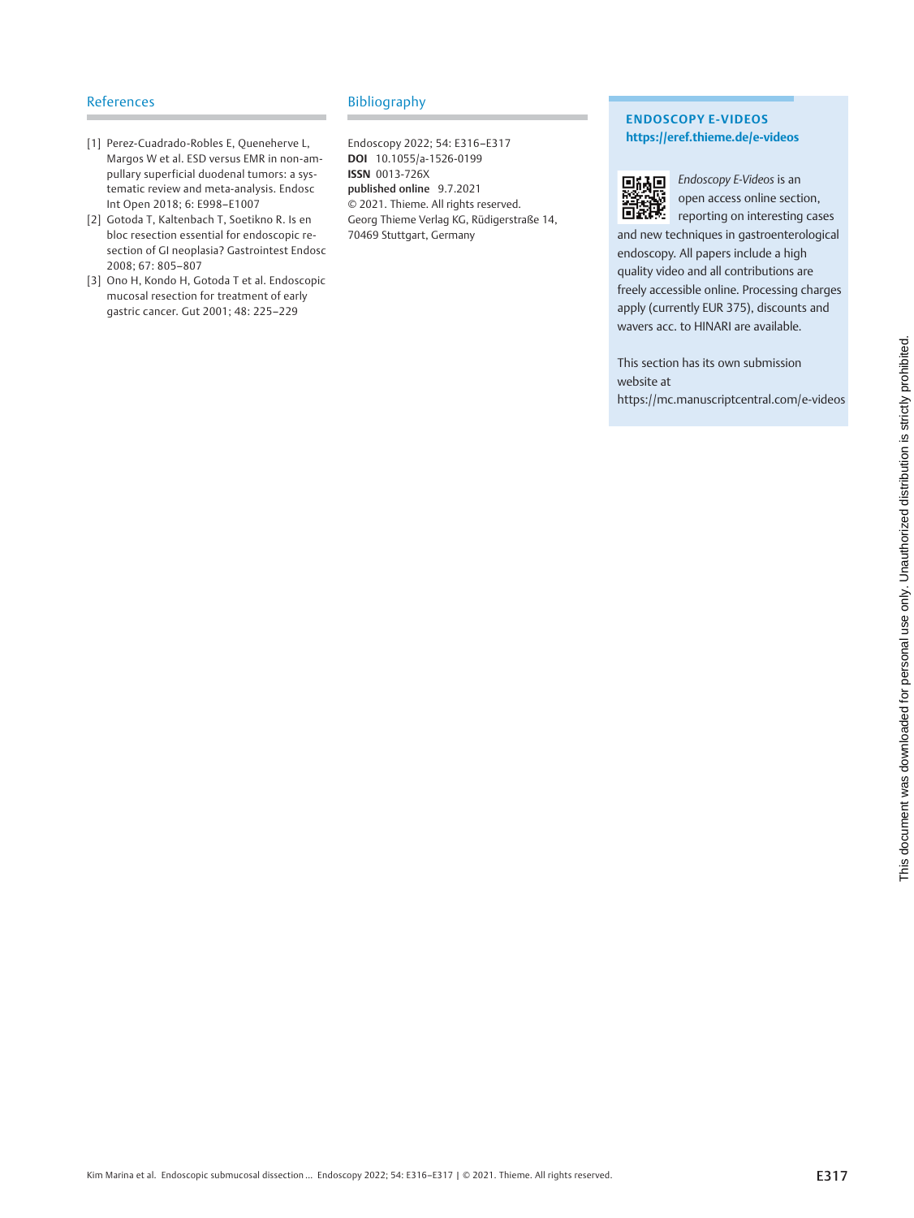## References

[1] Perez-Cuadrado-Robles E, Queneherve L, Margos W et al. ESD versus EMR in non-ampullary superficial duodenal tumors: a systematic review and meta-analysis. Endosc Int Open 2018; 6: E998–E1007

[2] Gotoda T, Kaltenbach T, Soetikno R. Is en bloc resection essential for endoscopic resection of GI neoplasia? Gastrointest Endosc 2008; 67: 805–807

[3] Ono H, Kondo H, Gotoda T et al. Endoscopic mucosal resection for treatment of early gastric cancer. Gut 2001; 48: 225–229

## Bibliography

Endoscopy 2022; 54: E316–E317
**DOI** 10.1055/a-1526-0199
**ISSN** 0013-726X
**published online** 9.7.2021
© 2021. Thieme. All rights reserved.
Georg Thieme Verlag KG, Rüdigerstraße 14, 70469 Stuttgart, Germany

**ENDOSCOPY E-VIDEOS**
**https://eref.thieme.de/e-videos**

*Endoscopy E-Videos* is an open access online section, reporting on interesting cases and new techniques in gastroenterological endoscopy. All papers include a high quality video and all contributions are freely accessible online. Processing charges apply (currently EUR 375), discounts and wavers acc. to HINARI are available.

This section has its own submission website at
https://mc.manuscriptcentral.com/e-videos

This document was downloaded for personal use only. Unauthorized distribution is strictly prohibited.